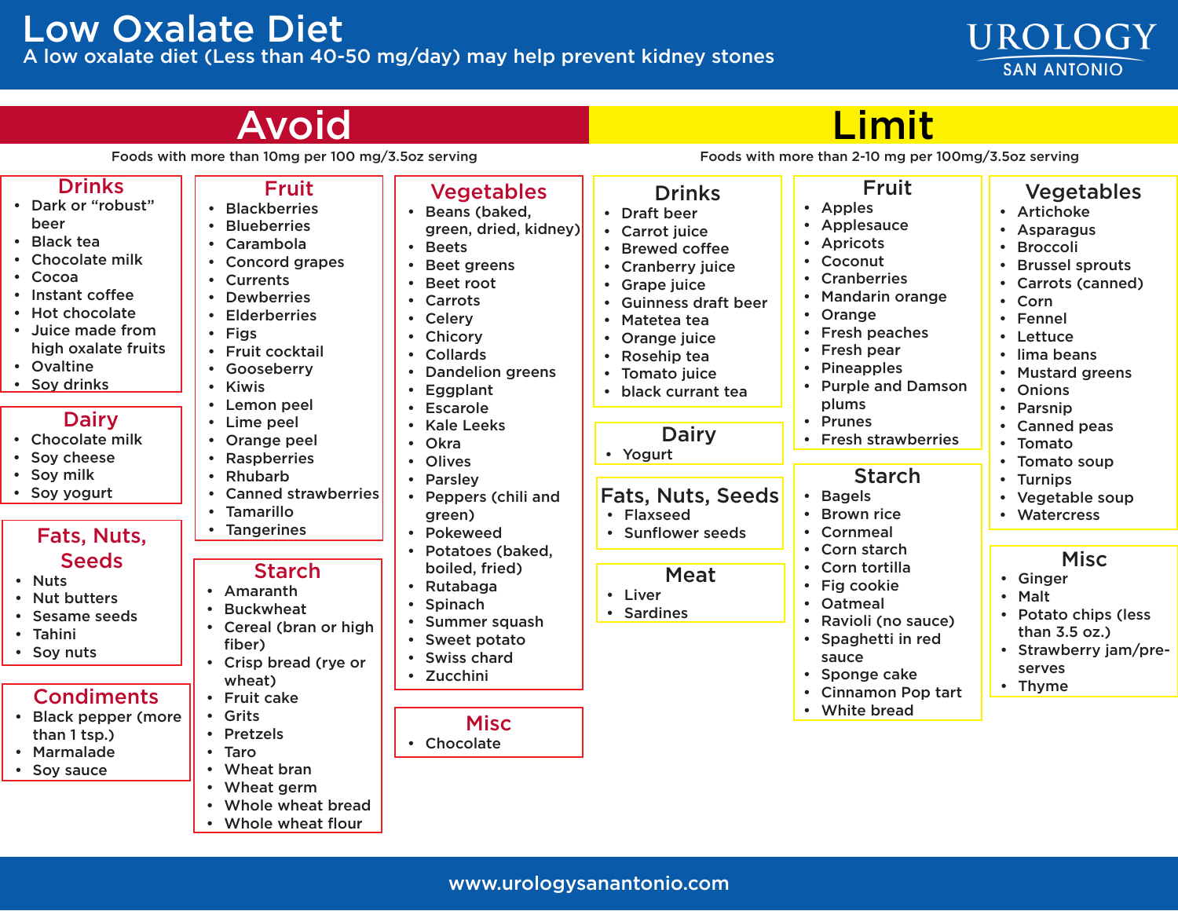# Low Oxalate Diet

A low oxalate diet (Less than 40-50 mg/day) may help prevent kidney stones

UROLOGY SAN ANTONIO

## Avoid

Foods with more than 10mg per 100 mg/3.5oz serving

### Drinks

- Dark or "robust" beer
- Black tea
- Chocolate milk
- Cocoa
- Instant coffee
- Hot chocolate
- Juice made from high oxalate fruits
- Ovaltine
- Soy drinks

### Dairy

- Chocolate milk
- Soy cheese
- Soy milk
- Soy yogurt

### Fats, Nuts, Seeds

- Nuts
- Nut butters
- Sesame seeds
- Tahini
- Soy nuts

### Condiments

- Black pepper (more than 1 tsp.)
- Marmalade
- Soy sauce

### Fruit

- Blackberries
- Blueberries
- Carambola
- Concord grapes
- Currents
- Dewberries
- Elderberries
- Figs
- Fruit cocktail
- Gooseberry
- Kiwis
- Lemon peel
- Lime peel
- Orange peel
- Raspberries
- Rhubarb
- Canned strawberries
- Tamarillo
- Tangerines

### Starch

- Amaranth
- Buckwheat
- Cereal (bran or high fiber)
- Crisp bread (rye or wheat)
- Fruit cake
- Grits
- Pretzels
- Taro
- Wheat bran
- Wheat germ
- Whole wheat bread
- Whole wheat flour

### Vegetables

- Beans (baked, green, dried, kidney)
- Beets
- Beet greens
- Beet root
- Carrots
- Celery
- Chicory
- Collards
- Dandelion greens
- Eggplant
- Escarole
- Kale Leeks
- Okra
- Olives
- Parsley
- Peppers (chili and green)
- Pokeweed
- Potatoes (baked, boiled, fried)
- Rutabaga
- Spinach
- Summer squash
- Sweet potato
- Swiss chard
- Zucchini

### Misc

- Chocolate

## Limit

Foods with more than 2-10 mg per 100mg/3.5oz serving

### Drinks

- Draft beer
- Carrot juice
- Brewed coffee
- Cranberry juice
- Grape juice
- Guinness draft beer
- Matetea tea
- Orange juice
- Rosehip tea
- Tomato juice
- black currant tea

### Dairy

- Yogurt

### Fats, Nuts, Seeds

- Flaxseed
- Sunflower seeds

### Meat

- Liver
- Sardines

### Fruit

- Apples
- Applesauce
- Apricots
- Coconut
- Cranberries
- Mandarin orange
- Orange
- Fresh peaches
- Fresh pear
- Pineapples
- Purple and Damson plums
- Prunes
- Fresh strawberries

### Starch

- Bagels
- Brown rice
- Cornmeal
- Corn starch
- Corn tortilla
- Fig cookie
- Oatmeal
- Ravioli (no sauce)
- Spaghetti in red sauce
- Sponge cake
- Cinnamon Pop tart
- White bread

### Vegetables

- Artichoke
- Asparagus
- Broccoli
- Brussel sprouts
- Carrots (canned)
- Corn
- Fennel
- Lettuce
- lima beans
- Mustard greens
- Onions
- Parsnip
- Canned peas
- Tomato
- Tomato soup
- Turnips
- Vegetable soup
- Watercress

### Misc

- Ginger
- Malt
- Potato chips (less than 3.5 oz.)
- Strawberry jam/preserves
- Thyme

www.urologysanantonio.com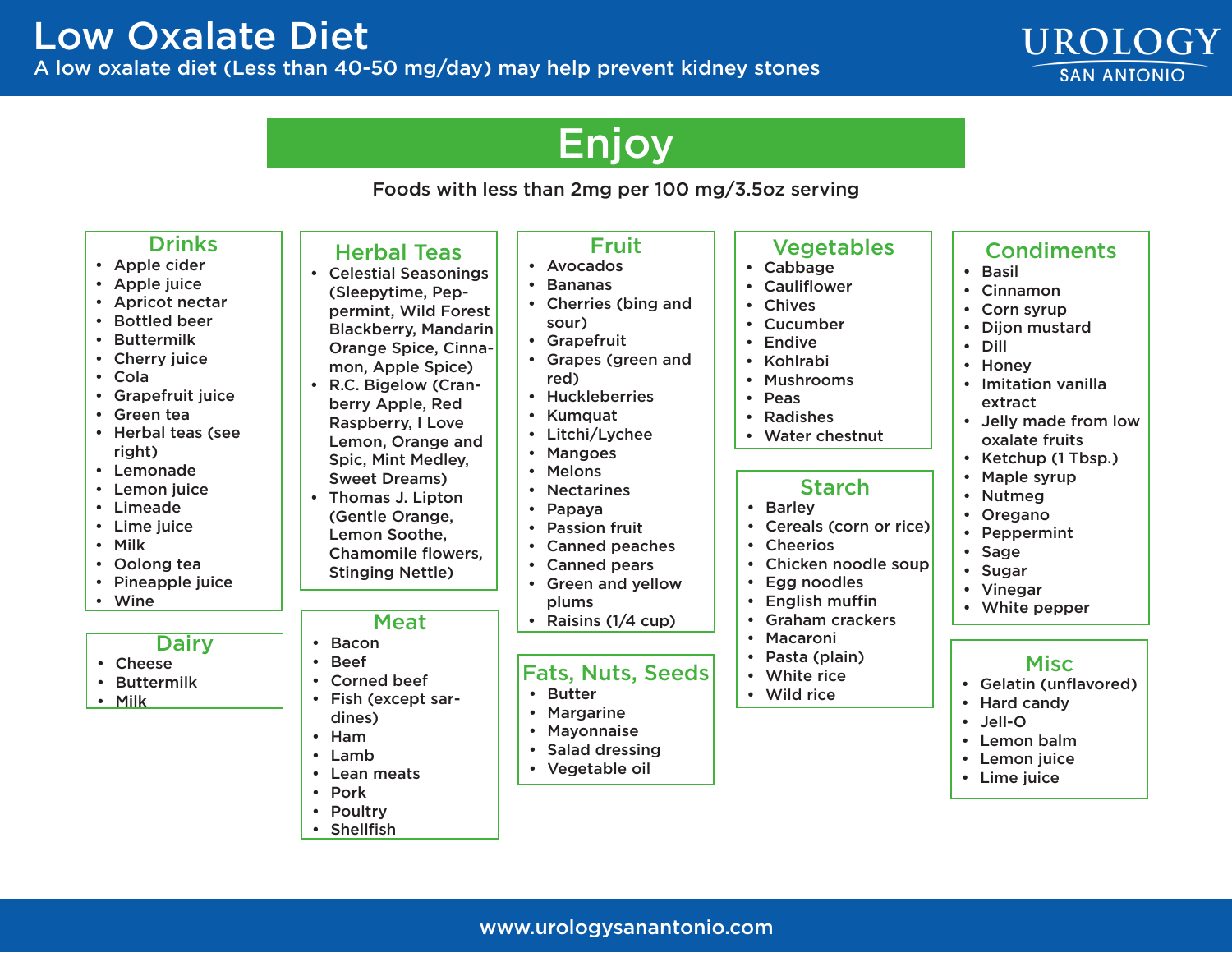# Low Oxalate Diet

A low oxalate diet (Less than 40-50 mg/day) may help prevent kidney stones

## Enjoy

Foods with less than 2mg per 100 mg/3.5oz serving

### Drinks

- Apple cider
- Apple juice
- Apricot nectar
- Bottled beer
- Buttermilk
- Cherry juice
- Cola
- Grapefruit juice
- Green tea
- Herbal teas (see right)
- Lemonade
- Lemon juice
- Limeade
- Lime juice
- Milk
- Oolong tea
- Pineapple juice
- Wine

### Dairy

- Cheese
- Buttermilk
- Milk

### Herbal Teas

- Celestial Seasonings (Sleepytime, Peppermint, Wild Forest Blackberry, Mandarin Orange Spice, Cinnamon, Apple Spice)
- R.C. Bigelow (Cranberry Apple, Red Raspberry, I Love Lemon, Orange and Spic, Mint Medley, Sweet Dreams)
- Thomas J. Lipton (Gentle Orange, Lemon Soothe, Chamomile flowers, Stinging Nettle)

### Meat

- Bacon
- Beef
- Corned beef
- Fish (except sardines)
- Ham
- Lamb
- Lean meats
- Pork
- Poultry
- Shellfish

### Fruit

- Avocados
- Bananas
- Cherries (bing and sour)
- Grapefruit
- Grapes (green and red)
- Huckleberries
- Kumquat
- Litchi/Lychee
- Mangoes
- Melons
- Nectarines
- Papaya
- Passion fruit
- Canned peaches
- Canned pears
- Green and yellow plums
- Raisins (1/4 cup)

### Fats, Nuts, Seeds

- Butter
- Margarine
- Mayonnaise
- Salad dressing
- Vegetable oil

### Vegetables

- Cabbage
- Cauliflower
- Chives
- Cucumber
- Endive
- Kohlrabi
- Mushrooms
- Peas
- Radishes
- Water chestnut

### Starch

- Barley
- Cereals (corn or rice)
- Cheerios
- Chicken noodle soup
- Egg noodles
- English muffin
- Graham crackers
- Macaroni
- Pasta (plain)
- White rice
- Wild rice

### Condiments

- Basil
- Cinnamon
- Corn syrup
- Dijon mustard
- Dill
- Honey
- Imitation vanilla extract
- Jelly made from low oxalate fruits
- Ketchup (1 Tbsp.)
- Maple syrup
- Nutmeg
- Oregano
- Peppermint
- Sage
- Sugar
- Vinegar
- White pepper

### Misc

- Gelatin (unflavored)
- Hard candy
- Jell-O
- Lemon balm
- Lemon juice
- Lime juice